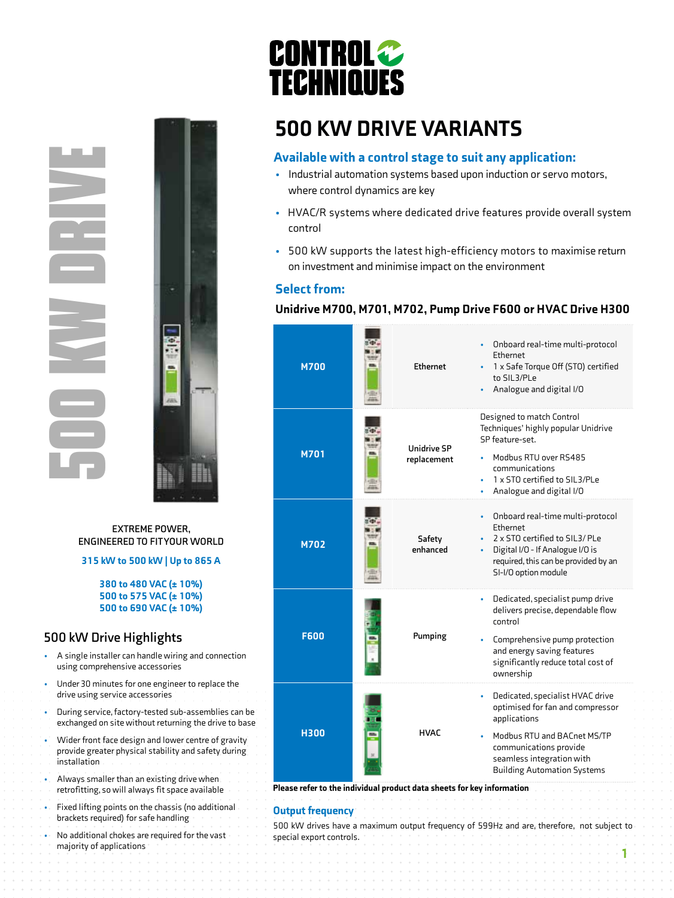# 500 KW DRIVE

EXTREME POWER,
ENGINEERED TO FIT YOUR WORLD

**315 kW to 500 kW | Up to 865 A**

**380 to 480 VAC (± 10%)**
**500 to 575 VAC (± 10%)**
**500 to 690 VAC (± 10%)**

## 500 kW Drive Highlights

- A single installer can handle wiring and connection using comprehensive accessories
- Under 30 minutes for one engineer to replace the drive using service accessories
- During service, factory-tested sub-assemblies can be exchanged on site without returning the drive to base
- Wider front face design and lower centre of gravity provide greater physical stability and safety during installation
- Always smaller than an existing drive when retrofitting, so will always fit space available
- Fixed lifting points on the chassis (no additional brackets required) for safe handling
- No additional chokes are required for the vast majority of applications

# 500 KW DRIVE VARIANTS

## Available with a control stage to suit any application:

- Industrial automation systems based upon induction or servo motors, where control dynamics are key
- HVAC/R systems where dedicated drive features provide overall system control
- 500 kW supports the latest high-efficiency motors to maximise return on investment and minimise impact on the environment

## Select from:

**Unidrive M700, M701, M702, Pump Drive F600 or HVAC Drive H300**

| | | | |
|---|---|---|---|
| **M700** | | Ethernet | • Onboard real-time multi-protocol Ethernet<br>• 1 x Safe Torque Off (STO) certified to SIL3/PLe<br>• Analogue and digital I/O |
| **M701** | | Unidrive SP replacement | Designed to match Control Techniques' highly popular Unidrive SP feature-set.<br>• Modbus RTU over RS485 communications<br>• 1 x STO certified to SIL3/PLe<br>• Analogue and digital I/O |
| **M702** | | Safety enhanced | • Onboard real-time multi-protocol Ethernet<br>• 2 x STO certified to SIL3/ PLe<br>• Digital I/O - If Analogue I/O is required, this can be provided by an SI-I/O option module |
| **F600** | | Pumping | • Dedicated, specialist pump drive delivers precise, dependable flow control<br>• Comprehensive pump protection and energy saving features significantly reduce total cost of ownership |
| **H300** | | HVAC | • Dedicated, specialist HVAC drive optimised for fan and compressor applications<br>• Modbus RTU and BACnet MS/TP communications provide seamless integration with Building Automation Systems |

**Please refer to the individual product data sheets for key information**

## Output frequency

500 kW drives have a maximum output frequency of 599Hz and are, therefore, not subject to special export controls.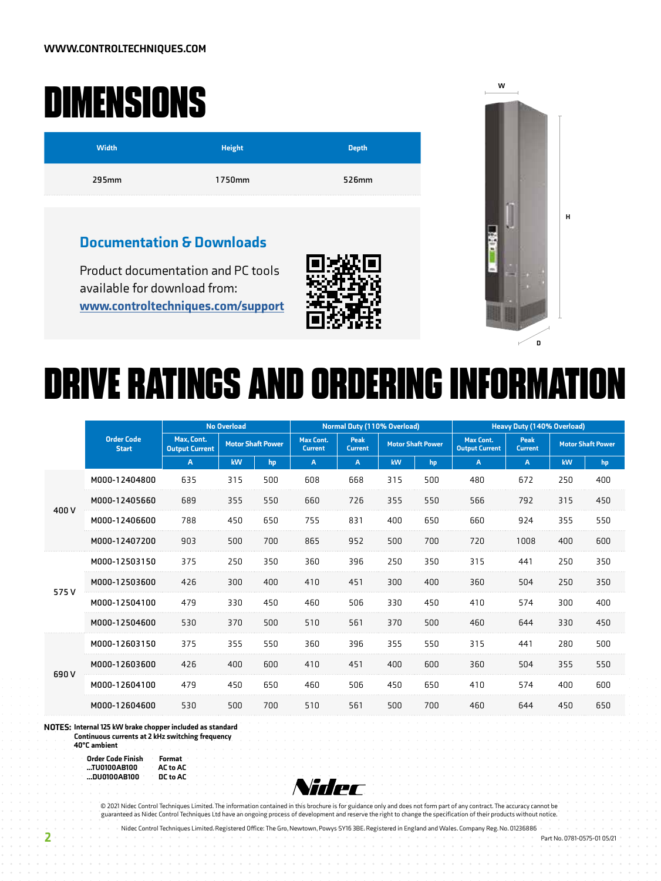# DIMENSIONS

| Width | Height | Depth |
|---|---|---|
| 295mm | 1750mm | 526mm |

W

H

D

## Documentation & Downloads

Product documentation and PC tools available for download from:
www.controltechniques.com/support

# DRIVE RATINGS AND ORDERING INFORMATION

| | Order Code Start | No Overload | | | Normal Duty (110% Overload) | | | | Heavy Duty (140% Overload) | | | |
|---|---|---|---|---|---|---|---|---|---|---|---|---|
| | | Max, Cont. Output Current | Motor Shaft Power | | Max Cont. Current | Peak Current | Motor Shaft Power | | Max Cont. Output Current | Peak Current | Motor Shaft Power | |
| | | A | kW | hp | A | A | kW | hp | A | A | kW | hp |
| 400 V | M000-12404800 | 635 | 315 | 500 | 608 | 668 | 315 | 500 | 480 | 672 | 250 | 400 |
| | M000-12405660 | 689 | 355 | 550 | 660 | 726 | 355 | 550 | 566 | 792 | 315 | 450 |
| | M000-12406600 | 788 | 450 | 650 | 755 | 831 | 400 | 650 | 660 | 924 | 355 | 550 |
| | M000-12407200 | 903 | 500 | 700 | 865 | 952 | 500 | 700 | 720 | 1008 | 400 | 600 |
| 575 V | M000-12503150 | 375 | 250 | 350 | 360 | 396 | 250 | 350 | 315 | 441 | 250 | 350 |
| | M000-12503600 | 426 | 300 | 400 | 410 | 451 | 300 | 400 | 360 | 504 | 250 | 350 |
| | M000-12504100 | 479 | 330 | 450 | 460 | 506 | 330 | 450 | 410 | 574 | 300 | 400 |
| | M000-12504600 | 530 | 370 | 500 | 510 | 561 | 370 | 500 | 460 | 644 | 330 | 450 |
| 690 V | M000-12603150 | 375 | 355 | 550 | 360 | 396 | 355 | 550 | 315 | 441 | 280 | 500 |
| | M000-12603600 | 426 | 400 | 600 | 410 | 451 | 400 | 600 | 360 | 504 | 355 | 550 |
| | M000-12604100 | 479 | 450 | 650 | 460 | 506 | 450 | 650 | 410 | 574 | 400 | 600 |
| | M000-12604600 | 530 | 500 | 700 | 510 | 561 | 500 | 700 | 460 | 644 | 450 | 650 |

**NOTES:** Internal 125 kW brake chopper included as standard
Continuous currents at 2 kHz switching frequency
40°C ambient

| Order Code Finish | Format |
|---|---|
| ...TU0100AB100 | AC to AC |
| ...DU0100AB100 | DC to AC |

Nidec

© 2021 Nidec Control Techniques Limited. The information contained in this brochure is for guidance only and does not form part of any contract. The accuracy cannot be guaranteed as Nidec Control Techniques Ltd have an ongoing process of development and reserve the right to change the specification of their products without notice.

Nidec Control Techniques Limited. Registered Office: The Gro, Newtown, Powys SY16 3BE. Registered in England and Wales. Company Reg. No. 01236886

Part No. 0781-0575-01 05/21